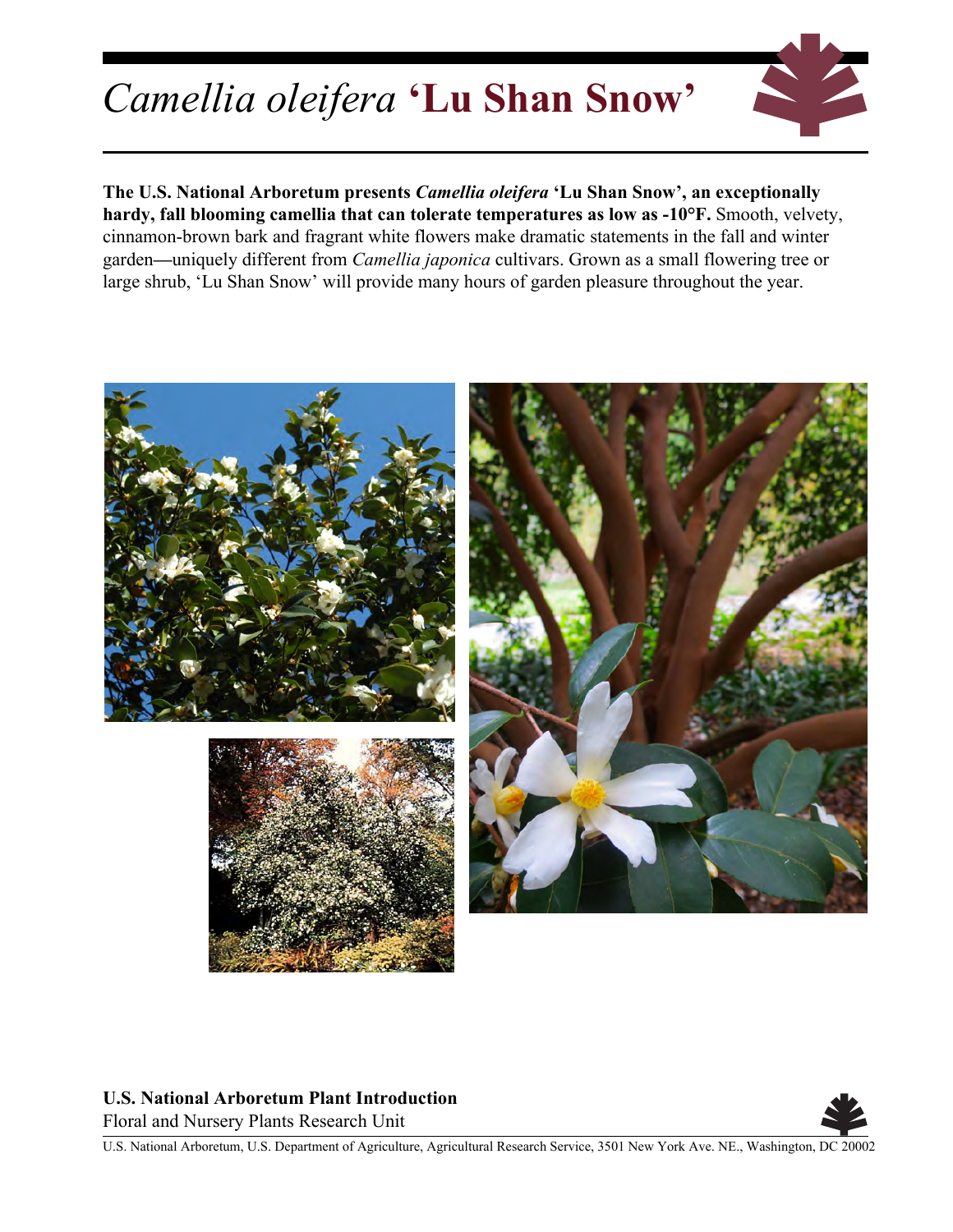# *Camellia oleifera* **'Lu Shan Snow'**

**The U.S. National Arboretum presents *Camellia oleifera* 'Lu Shan Snow', an exceptionally hardy, fall blooming camellia that can tolerate temperatures as low as -10°F.** Smooth, velvety, cinnamon-brown bark and fragrant white flowers make dramatic statements in the fall and winter garden—uniquely different from *Camellia japonica* cultivars. Grown as a small flowering tree or large shrub, 'Lu Shan Snow' will provide many hours of garden pleasure throughout the year.

**U.S. National Arboretum Plant Introduction**
Floral and Nursery Plants Research Unit

U.S. National Arboretum, U.S. Department of Agriculture, Agricultural Research Service, 3501 New York Ave. NE., Washington, DC 20002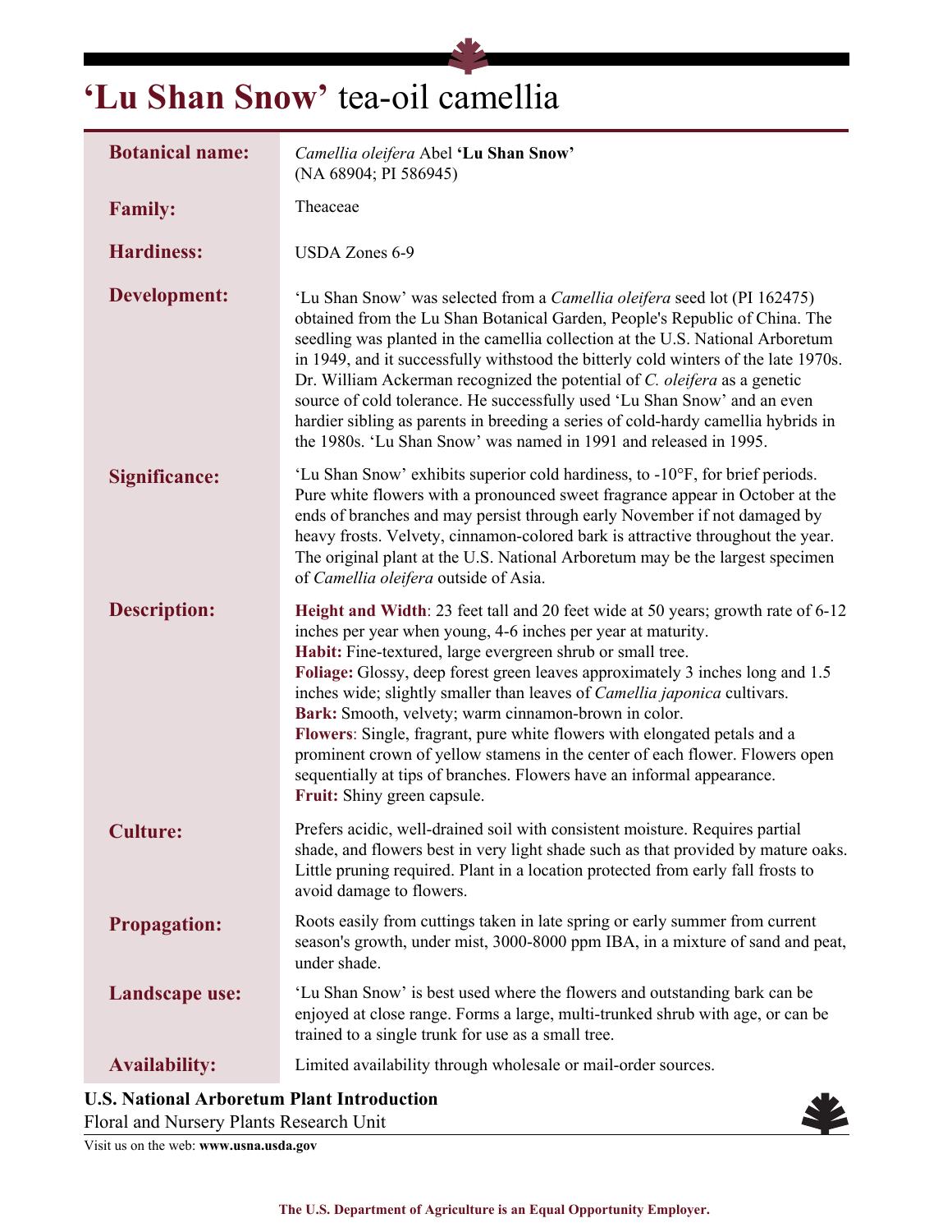# **'Lu Shan Snow'** tea-oil camellia

**Botanical name:** *Camellia oleifera* Abel **'Lu Shan Snow'**
(NA 68904; PI 586945)

**Family:** Theaceae

**Hardiness:** USDA Zones 6-9

**Development:** 'Lu Shan Snow' was selected from a *Camellia oleifera* seed lot (PI 162475) obtained from the Lu Shan Botanical Garden, People's Republic of China. The seedling was planted in the camellia collection at the U.S. National Arboretum in 1949, and it successfully withstood the bitterly cold winters of the late 1970s. Dr. William Ackerman recognized the potential of *C. oleifera* as a genetic source of cold tolerance. He successfully used 'Lu Shan Snow' and an even hardier sibling as parents in breeding a series of cold-hardy camellia hybrids in the 1980s. 'Lu Shan Snow' was named in 1991 and released in 1995.

**Significance:** 'Lu Shan Snow' exhibits superior cold hardiness, to -10°F, for brief periods. Pure white flowers with a pronounced sweet fragrance appear in October at the ends of branches and may persist through early November if not damaged by heavy frosts. Velvety, cinnamon-colored bark is attractive throughout the year. The original plant at the U.S. National Arboretum may be the largest specimen of *Camellia oleifera* outside of Asia.

**Description:**
**Height and Width**: 23 feet tall and 20 feet wide at 50 years; growth rate of 6-12 inches per year when young, 4-6 inches per year at maturity.
**Habit:** Fine-textured, large evergreen shrub or small tree.
**Foliage:** Glossy, deep forest green leaves approximately 3 inches long and 1.5 inches wide; slightly smaller than leaves of *Camellia japonica* cultivars.
**Bark:** Smooth, velvety; warm cinnamon-brown in color.
**Flowers**: Single, fragrant, pure white flowers with elongated petals and a prominent crown of yellow stamens in the center of each flower. Flowers open sequentially at tips of branches. Flowers have an informal appearance.
**Fruit:** Shiny green capsule.

**Culture:** Prefers acidic, well-drained soil with consistent moisture. Requires partial shade, and flowers best in very light shade such as that provided by mature oaks. Little pruning required. Plant in a location protected from early fall frosts to avoid damage to flowers.

**Propagation:** Roots easily from cuttings taken in late spring or early summer from current season's growth, under mist, 3000-8000 ppm IBA, in a mixture of sand and peat, under shade.

**Landscape use:** 'Lu Shan Snow' is best used where the flowers and outstanding bark can be enjoyed at close range. Forms a large, multi-trunked shrub with age, or can be trained to a single trunk for use as a small tree.

**Availability:** Limited availability through wholesale or mail-order sources.

**U.S. National Arboretum Plant Introduction**
Floral and Nursery Plants Research Unit

Visit us on the web: **www.usna.usda.gov**

**The U.S. Department of Agriculture is an Equal Opportunity Employer.**